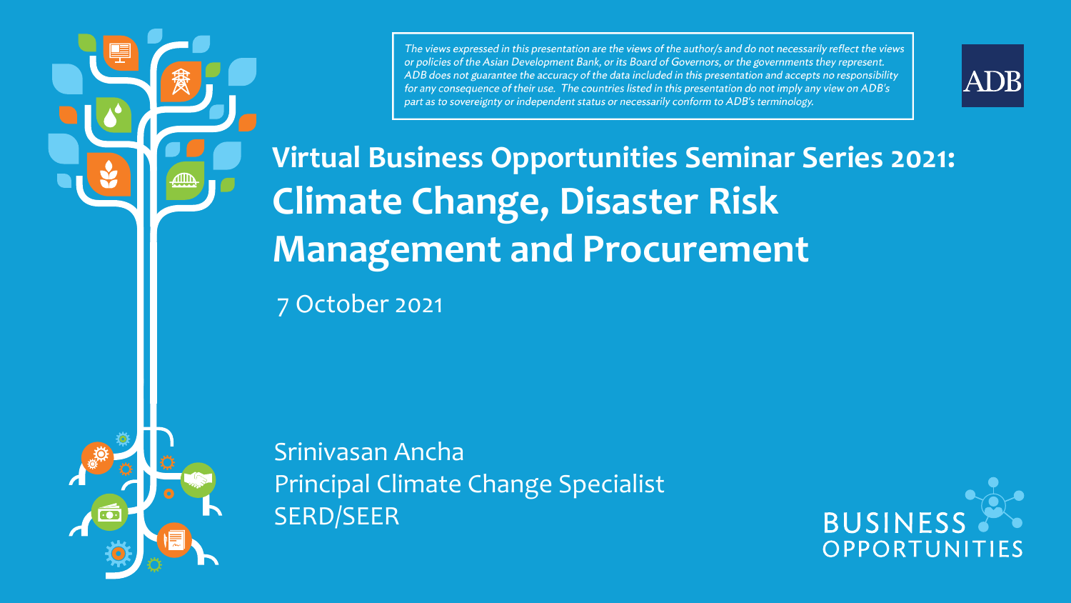*The views expressed in this presentation are the views of the author/s and do not necessarily reflect the views or policies of the Asian Development Bank, or its Board of Governors, or the governments they represent. ADB does not guarantee the accuracy of the data included in this presentation and accepts no responsibility for any consequence of their use. The countries listed in this presentation do not imply any view on ADB's part as to sovereignty or independent status or necessarily conform to ADB's terminology.*

ADB

# Virtual Business Opportunities Seminar Series 2021: Climate Change, Disaster Risk Management and Procurement

7 October 2021

Srinivasan Ancha
Principal Climate Change Specialist
SERD/SEER

BUSINESS OPPORTUNITIES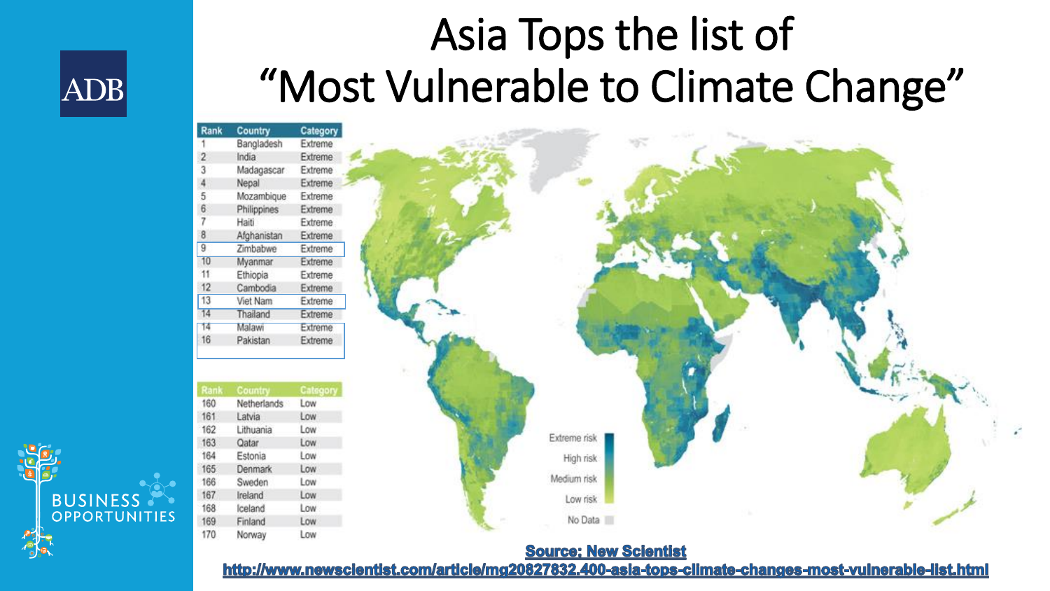# Asia Tops the list of "Most Vulnerable to Climate Change"

| Rank | Country | Category |
|---|---|---|
| 1 | Bangladesh | Extreme |
| 2 | India | Extreme |
| 3 | Madagascar | Extreme |
| 4 | Nepal | Extreme |
| 5 | Mozambique | Extreme |
| 6 | Philippines | Extreme |
| 7 | Haiti | Extreme |
| 8 | Afghanistan | Extreme |
| 9 | Zimbabwe | Extreme |
| 10 | Myanmar | Extreme |
| 11 | Ethiopia | Extreme |
| 12 | Cambodia | Extreme |
| 13 | Viet Nam | Extreme |
| 14 | Thailand | Extreme |
| 14 | Malawi | Extreme |
| 16 | Pakistan | Extreme |

| Rank | Country | Category |
|---|---|---|
| 160 | Netherlands | Low |
| 161 | Latvia | Low |
| 162 | Lithuania | Low |
| 163 | Qatar | Low |
| 164 | Estonia | Low |
| 165 | Denmark | Low |
| 166 | Sweden | Low |
| 167 | Ireland | Low |
| 168 | Iceland | Low |
| 169 | Finland | Low |
| 170 | Norway | Low |

Extreme risk
High risk
Medium risk
Low risk
No Data

**Source: New Scientist**
**http://www.newscientist.com/article/mg20827832.400-asia-tops-climate-changes-most-vulnerable-list.html**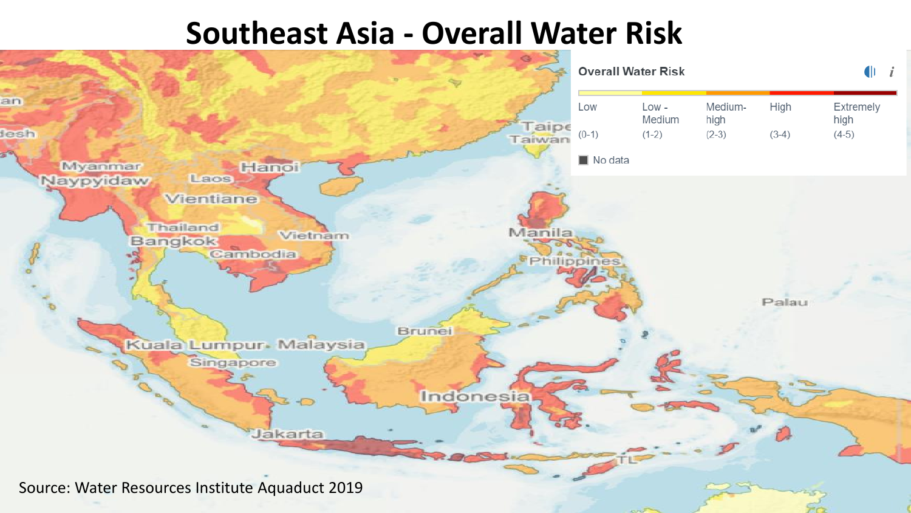# Southeast Asia - Overall Water Risk

Source: Water Resources Institute Aquaduct 2019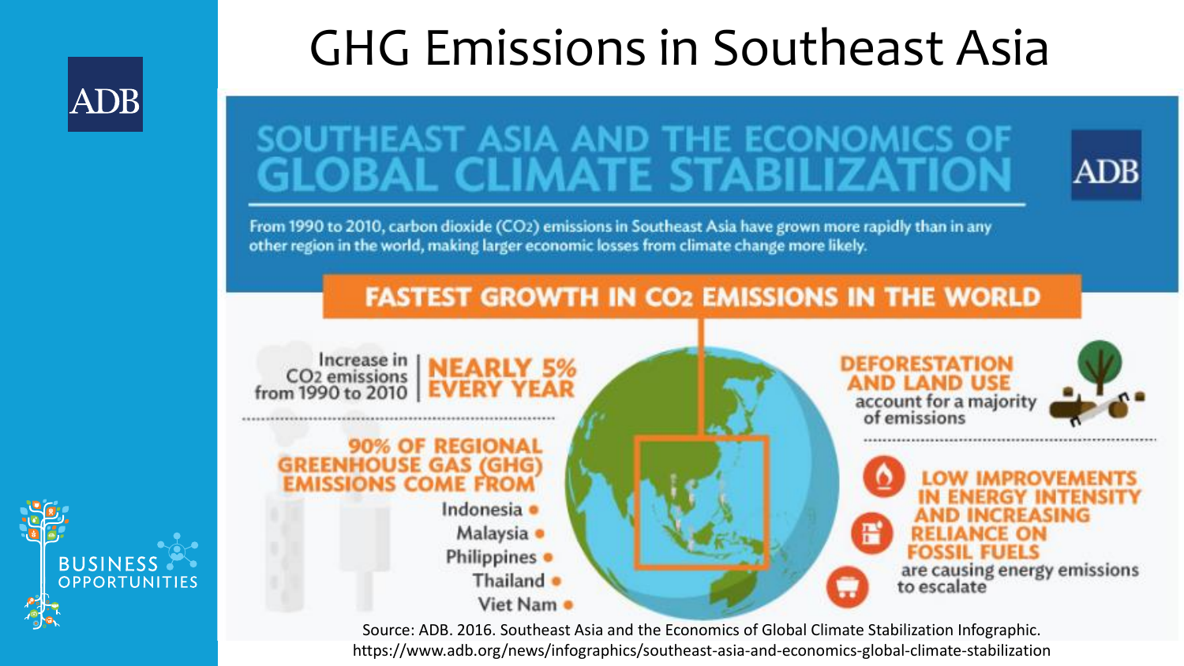# GHG Emissions in Southeast Asia

## SOUTHEAST ASIA AND THE ECONOMICS OF GLOBAL CLIMATE STABILIZATION

From 1990 to 2010, carbon dioxide ($CO_2$) emissions in Southeast Asia have grown more rapidly than in any other region in the world, making larger economic losses from climate change more likely.

### FASTEST GROWTH IN $CO_2$ EMISSIONS IN THE WORLD

Increase in $CO_2$ emissions from 1990 to 2010 | **NEARLY 5% EVERY YEAR**

**90% OF REGIONAL GREENHOUSE GAS (GHG) EMISSIONS COME FROM**

- Indonesia
- Malaysia
- Philippines
- Thailand
- Viet Nam

**DEFORESTATION AND LAND USE** account for a majority of emissions

**LOW IMPROVEMENTS IN ENERGY INTENSITY AND INCREASING RELIANCE ON FOSSIL FUELS** are causing energy emissions to escalate

Source: ADB. 2016. Southeast Asia and the Economics of Global Climate Stabilization Infographic. https://www.adb.org/news/infographics/southeast-asia-and-economics-global-climate-stabilization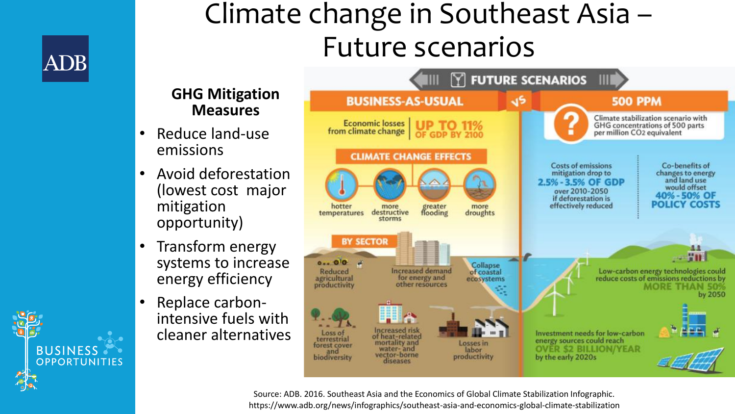# Climate change in Southeast Asia – Future scenarios

## GHG Mitigation Measures

- Reduce land-use emissions
- Avoid deforestation (lowest cost major mitigation opportunity)
- Transform energy systems to increase energy efficiency
- Replace carbon-intensive fuels with cleaner alternatives

FUTURE SCENARIOS

BUSINESS-AS-USUAL vs 500 PPM

**BUSINESS-AS-USUAL**

Economic losses from climate change UP TO 11% OF GDP BY 2100

CLIMATE CHANGE EFFECTS

- hotter temperatures
- more destructive storms
- greater flooding
- more droughts

BY SECTOR

- Reduced agricultural productivity
- Increased demand for energy and other resources
- Collapse of coastal ecosystems
- Loss of terrestrial forest cover and biodiversity
- Increased risk of heat-related mortality and water- and vector-borne diseases
- Losses in labor productivity

**500 PPM**

Climate stabilization scenario with GHG concentrations of 500 parts per million $CO_2$ equivalent

Costs of emissions mitigation drop to 2.5% - 3.5% OF GDP over 2010-2050 if deforestation is effectively reduced

Co-benefits of changes to energy and land use would offset 40% - 50% OF POLICY COSTS

Low-carbon energy technologies could reduce costs of emissions reductions by MORE THAN 50% by 2050

Investment needs for low-carbon energy sources could reach OVER $2 BILLION/YEAR by the early 2020s

Source: ADB. 2016. Southeast Asia and the Economics of Global Climate Stabilization Infographic. https://www.adb.org/news/infographics/southeast-asia-and-economics-global-climate-stabilization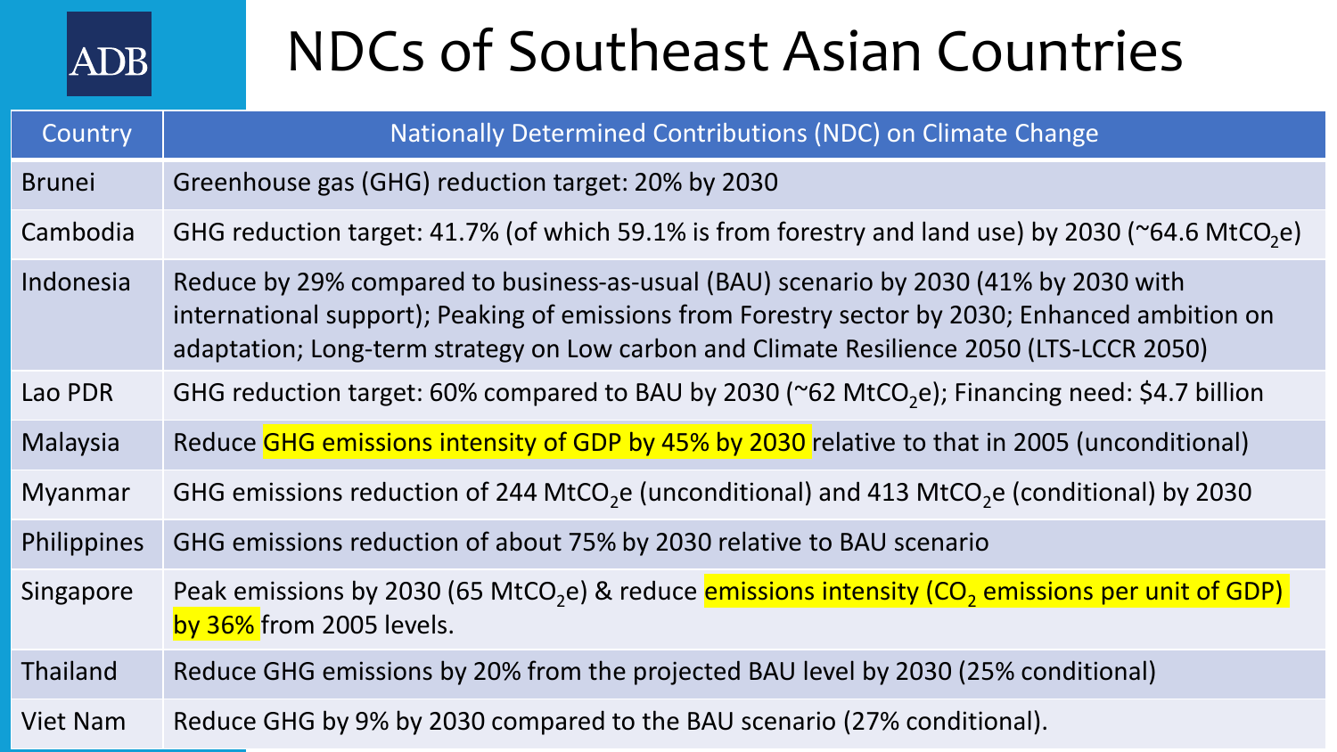# NDCs of Southeast Asian Countries

| Country | Nationally Determined Contributions (NDC) on Climate Change |
| --- | --- |
| Brunei | Greenhouse gas (GHG) reduction target: 20% by 2030 |
| Cambodia | GHG reduction target: 41.7% (of which 59.1% is from forestry and land use) by 2030 (~64.6 $MtCO_2e$) |
| Indonesia | Reduce by 29% compared to business-as-usual (BAU) scenario by 2030 (41% by 2030 with international support); Peaking of emissions from Forestry sector by 2030; Enhanced ambition on adaptation; Long-term strategy on Low carbon and Climate Resilience 2050 (LTS-LCCR 2050) |
| Lao PDR | GHG reduction target: 60% compared to BAU by 2030 (~62 $MtCO_2e$); Financing need: $4.7 billion |
| Malaysia | Reduce GHG emissions intensity of GDP by 45% by 2030 relative to that in 2005 (unconditional) |
| Myanmar | GHG emissions reduction of 244 $MtCO_2e$ (unconditional) and 413 $MtCO_2e$ (conditional) by 2030 |
| Philippines | GHG emissions reduction of about 75% by 2030 relative to BAU scenario |
| Singapore | Peak emissions by 2030 (65 $MtCO_2e$) & reduce emissions intensity ($CO_2$ emissions per unit of GDP) by 36% from 2005 levels. |
| Thailand | Reduce GHG emissions by 20% from the projected BAU level by 2030 (25% conditional) |
| Viet Nam | Reduce GHG by 9% by 2030 compared to the BAU scenario (27% conditional). |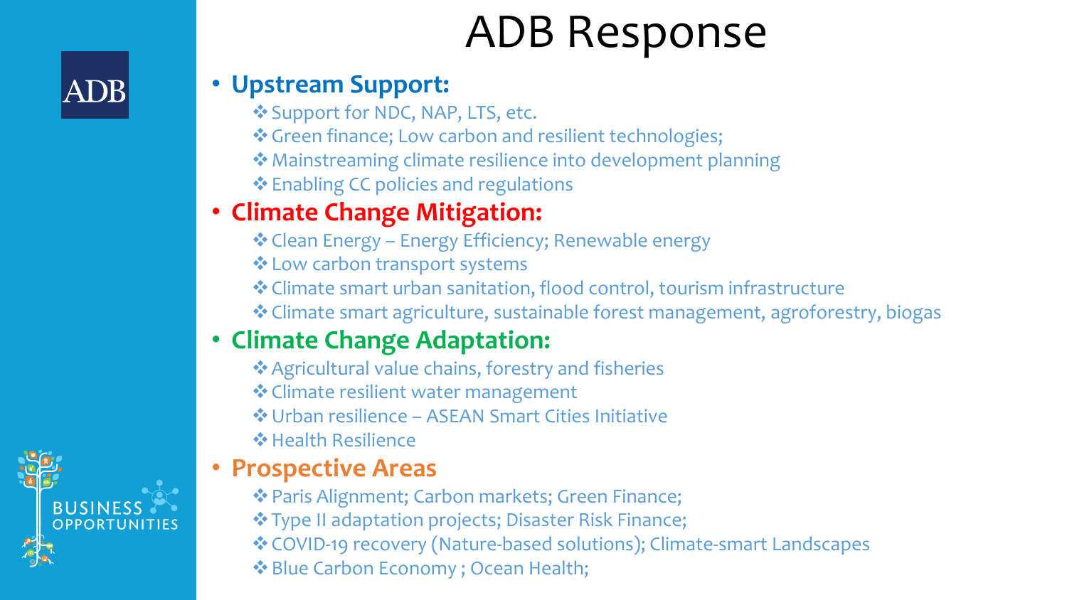# ADB Response

- **Upstream Support:**
  - Support for NDC, NAP, LTS, etc.
  - Green finance; Low carbon and resilient technologies;
  - Mainstreaming climate resilience into development planning
  - Enabling CC policies and regulations
- **Climate Change Mitigation:**
  - Clean Energy – Energy Efficiency; Renewable energy
  - Low carbon transport systems
  - Climate smart urban sanitation, flood control, tourism infrastructure
  - Climate smart agriculture, sustainable forest management, agroforestry, biogas
- **Climate Change Adaptation:**
  - Agricultural value chains, forestry and fisheries
  - Climate resilient water management
  - Urban resilience – ASEAN Smart Cities Initiative
  - Health Resilience
- **Prospective Areas**
  - Paris Alignment; Carbon markets; Green Finance;
  - Type II adaptation projects; Disaster Risk Finance;
  - COVID-19 recovery (Nature-based solutions); Climate-smart Landscapes
  - Blue Carbon Economy ; Ocean Health;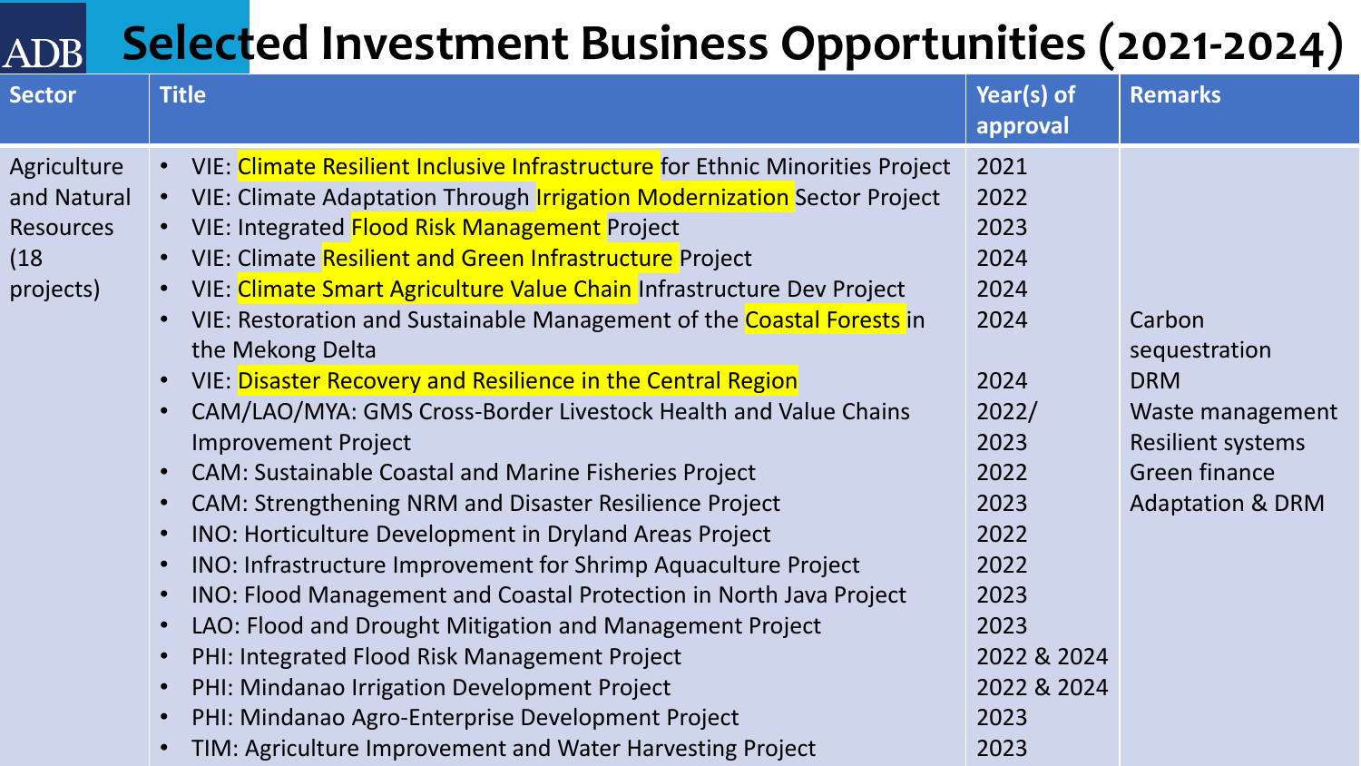# ADB Selected Investment Business Opportunities (2021-2024)

| Sector | Title | Year(s) of approval | Remarks |
|---|---|---|---|
| Agriculture and Natural Resources (18 projects) | VIE: Climate Resilient Inclusive Infrastructure for Ethnic Minorities Project | 2021 | |
| | VIE: Climate Adaptation Through Irrigation Modernization Sector Project | 2022 | |
| | VIE: Integrated Flood Risk Management Project | 2023 | |
| | VIE: Climate Resilient and Green Infrastructure Project | 2024 | |
| | VIE: Climate Smart Agriculture Value Chain Infrastructure Dev Project | 2024 | |
| | VIE: Restoration and Sustainable Management of the Coastal Forests in the Mekong Delta | 2024 | Carbon sequestration |
| | VIE: Disaster Recovery and Resilience in the Central Region | 2024 | DRM |
| | CAM/LAO/MYA: GMS Cross-Border Livestock Health and Value Chains Improvement Project | 2022/ 2023 | Waste management<br>Resilient systems |
| | CAM: Sustainable Coastal and Marine Fisheries Project | 2022 | Green finance |
| | CAM: Strengthening NRM and Disaster Resilience Project | 2023 | Adaptation & DRM |
| | INO: Horticulture Development in Dryland Areas Project | 2022 | |
| | INO: Infrastructure Improvement for Shrimp Aquaculture Project | 2022 | |
| | INO: Flood Management and Coastal Protection in North Java Project | 2023 | |
| | LAO: Flood and Drought Mitigation and Management Project | 2023 | |
| | PHI: Integrated Flood Risk Management Project | 2022 & 2024 | |
| | PHI: Mindanao Irrigation Development Project | 2022 & 2024 | |
| | PHI: Mindanao Agro-Enterprise Development Project | 2023 | |
| | TIM: Agriculture Improvement and Water Harvesting Project | 2023 | |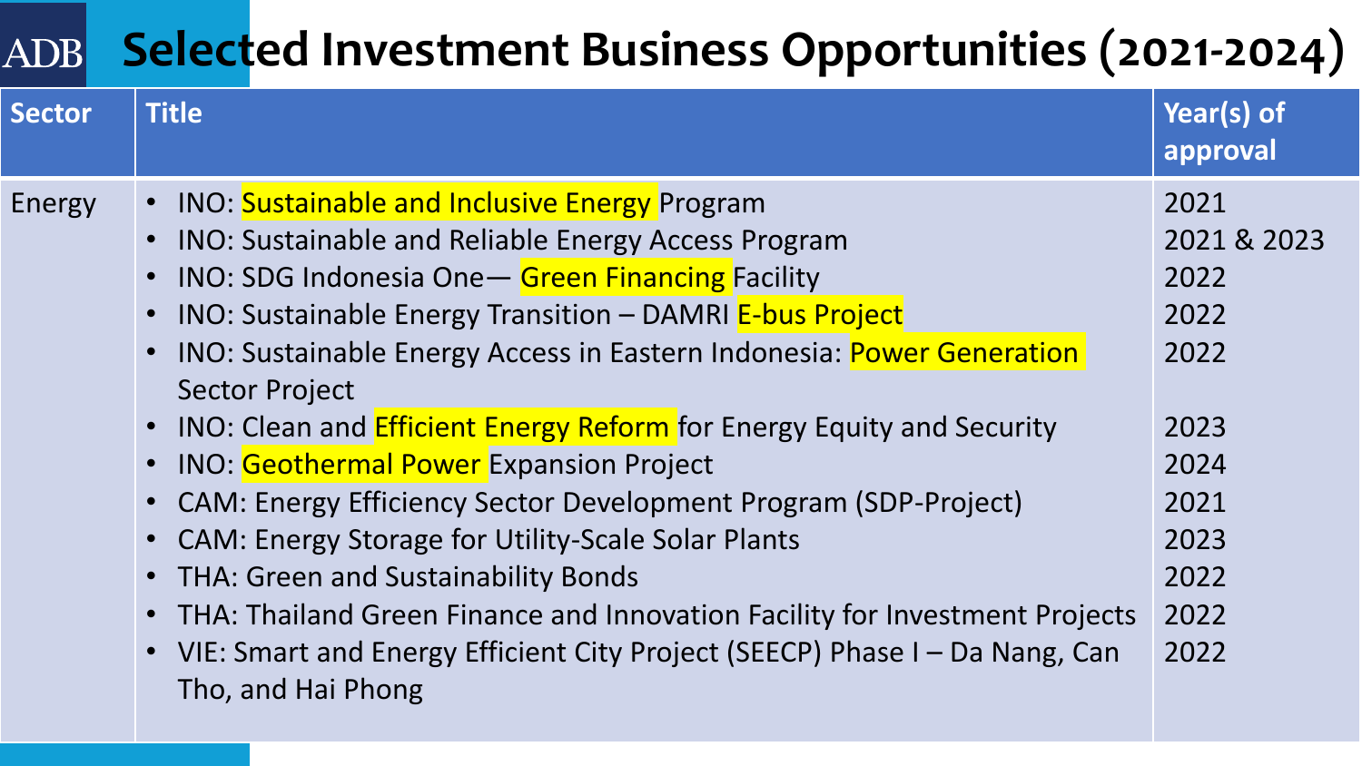# ADB Selected Investment Business Opportunities (2021-2024)

| Sector | Title | Year(s) of approval |
| --- | --- | --- |
| Energy | • INO: Sustainable and Inclusive Energy Program | 2021 |
| | • INO: Sustainable and Reliable Energy Access Program | 2021 & 2023 |
| | • INO: SDG Indonesia One— Green Financing Facility | 2022 |
| | • INO: Sustainable Energy Transition – DAMRI E-bus Project | 2022 |
| | • INO: Sustainable Energy Access in Eastern Indonesia: Power Generation Sector Project | 2022 |
| | • INO: Clean and Efficient Energy Reform for Energy Equity and Security | 2023 |
| | • INO: Geothermal Power Expansion Project | 2024 |
| | • CAM: Energy Efficiency Sector Development Program (SDP-Project) | 2021 |
| | • CAM: Energy Storage for Utility-Scale Solar Plants | 2023 |
| | • THA: Green and Sustainability Bonds | 2022 |
| | • THA: Thailand Green Finance and Innovation Facility for Investment Projects | 2022 |
| | • VIE: Smart and Energy Efficient City Project (SEECP) Phase I – Da Nang, Can Tho, and Hai Phong | 2022 |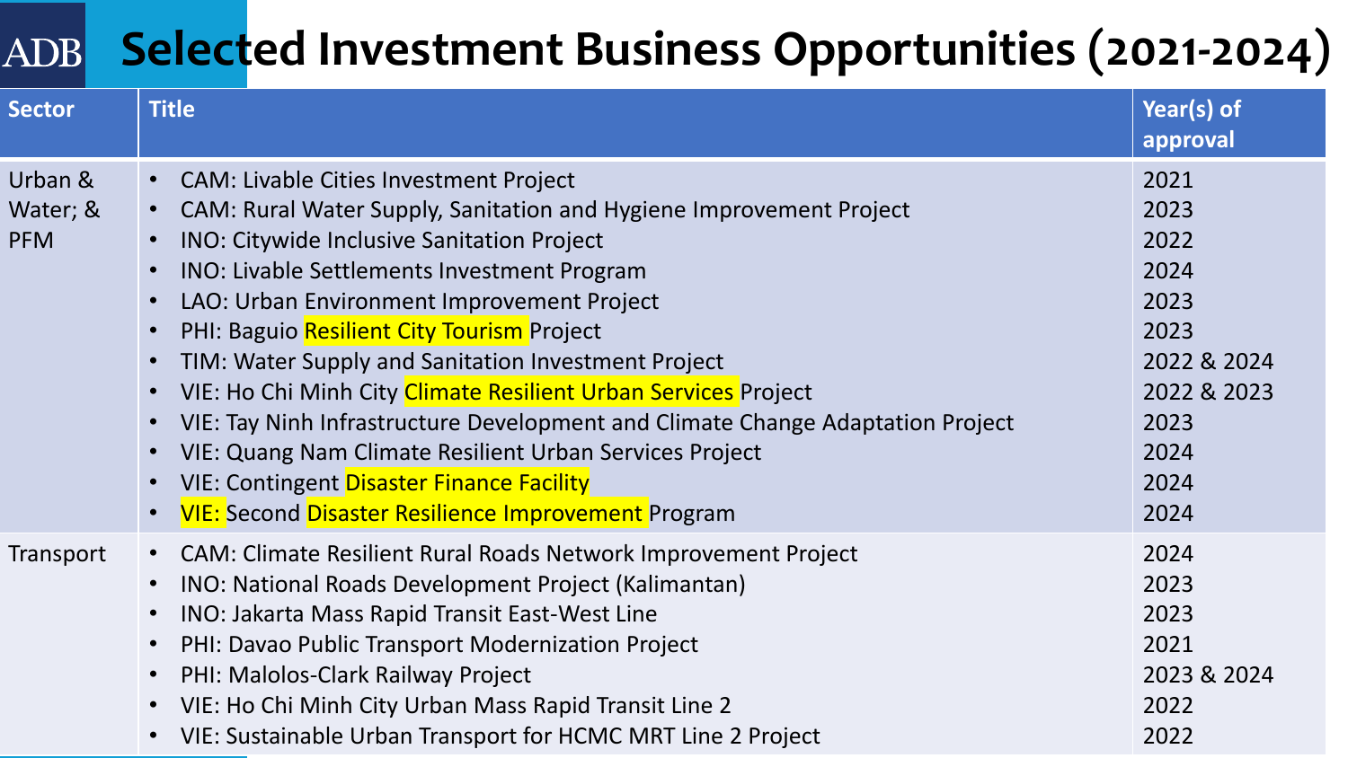# Selected Investment Business Opportunities (2021-2024)

| Sector | Title | Year(s) of approval |
|---|---|---|
| Urban & Water; & PFM | • CAM: Livable Cities Investment Project | 2021 |
| | • CAM: Rural Water Supply, Sanitation and Hygiene Improvement Project | 2023 |
| | • INO: Citywide Inclusive Sanitation Project | 2022 |
| | • INO: Livable Settlements Investment Program | 2024 |
| | • LAO: Urban Environment Improvement Project | 2023 |
| | • PHI: Baguio Resilient City Tourism Project | 2023 |
| | • TIM: Water Supply and Sanitation Investment Project | 2022 & 2024 |
| | • VIE: Ho Chi Minh City Climate Resilient Urban Services Project | 2022 & 2023 |
| | • VIE: Tay Ninh Infrastructure Development and Climate Change Adaptation Project | 2023 |
| | • VIE: Quang Nam Climate Resilient Urban Services Project | 2024 |
| | • VIE: Contingent Disaster Finance Facility | 2024 |
| | • VIE: Second Disaster Resilience Improvement Program | 2024 |
| Transport | • CAM: Climate Resilient Rural Roads Network Improvement Project | 2024 |
| | • INO: National Roads Development Project (Kalimantan) | 2023 |
| | • INO: Jakarta Mass Rapid Transit East-West Line | 2023 |
| | • PHI: Davao Public Transport Modernization Project | 2021 |
| | • PHI: Malolos-Clark Railway Project | 2023 & 2024 |
| | • VIE: Ho Chi Minh City Urban Mass Rapid Transit Line 2 | 2022 |
| | • VIE: Sustainable Urban Transport for HCMC MRT Line 2 Project | 2022 |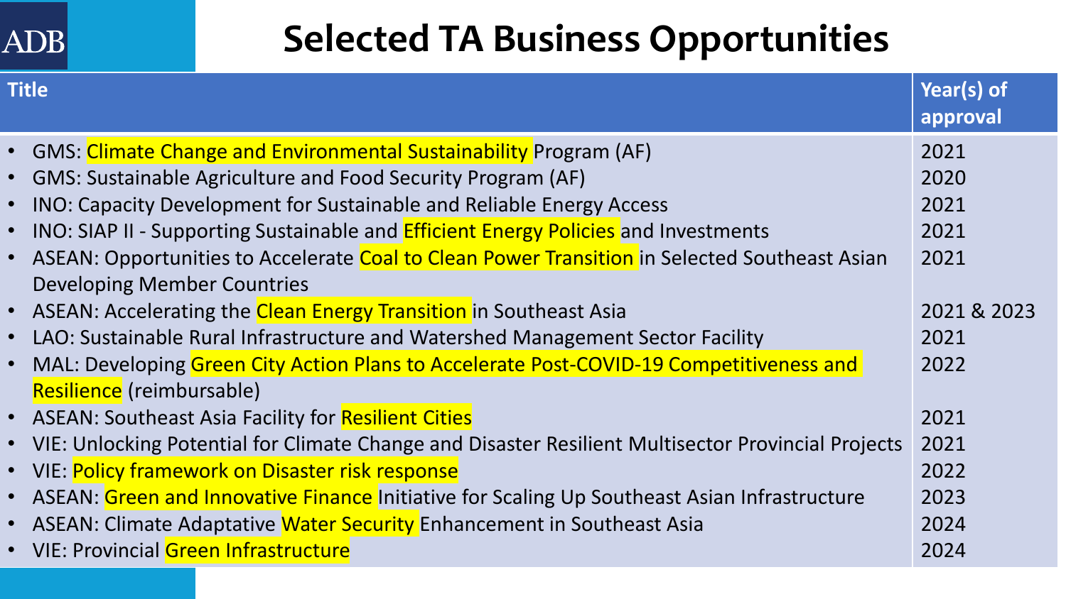# Selected TA Business Opportunities

| Title | Year(s) of approval |
|---|---|
| • GMS: Climate Change and Environmental Sustainability Program (AF) | 2021 |
| • GMS: Sustainable Agriculture and Food Security Program (AF) | 2020 |
| • INO: Capacity Development for Sustainable and Reliable Energy Access | 2021 |
| • INO: SIAP II - Supporting Sustainable and Efficient Energy Policies and Investments | 2021 |
| • ASEAN: Opportunities to Accelerate Coal to Clean Power Transition in Selected Southeast Asian Developing Member Countries | 2021 |
| • ASEAN: Accelerating the Clean Energy Transition in Southeast Asia | 2021 & 2023 |
| • LAO: Sustainable Rural Infrastructure and Watershed Management Sector Facility | 2021 |
| • MAL: Developing Green City Action Plans to Accelerate Post-COVID-19 Competitiveness and Resilience (reimbursable) | 2022 |
| • ASEAN: Southeast Asia Facility for Resilient Cities | 2021 |
| • VIE: Unlocking Potential for Climate Change and Disaster Resilient Multisector Provincial Projects | 2021 |
| • VIE: Policy framework on Disaster risk response | 2022 |
| • ASEAN: Green and Innovative Finance Initiative for Scaling Up Southeast Asian Infrastructure | 2023 |
| • ASEAN: Climate Adaptative Water Security Enhancement in Southeast Asia | 2024 |
| • VIE: Provincial Green Infrastructure | 2024 |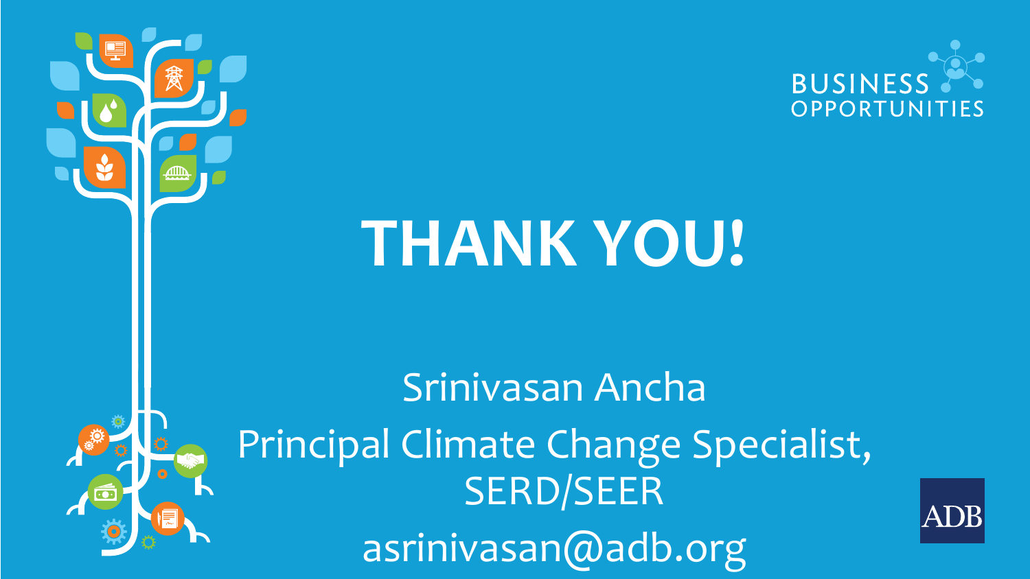BUSINESS OPPORTUNITIES

# THANK YOU!

Srinivasan Ancha

Principal Climate Change Specialist, SERD/SEER

asrinivasan@adb.org

ADB